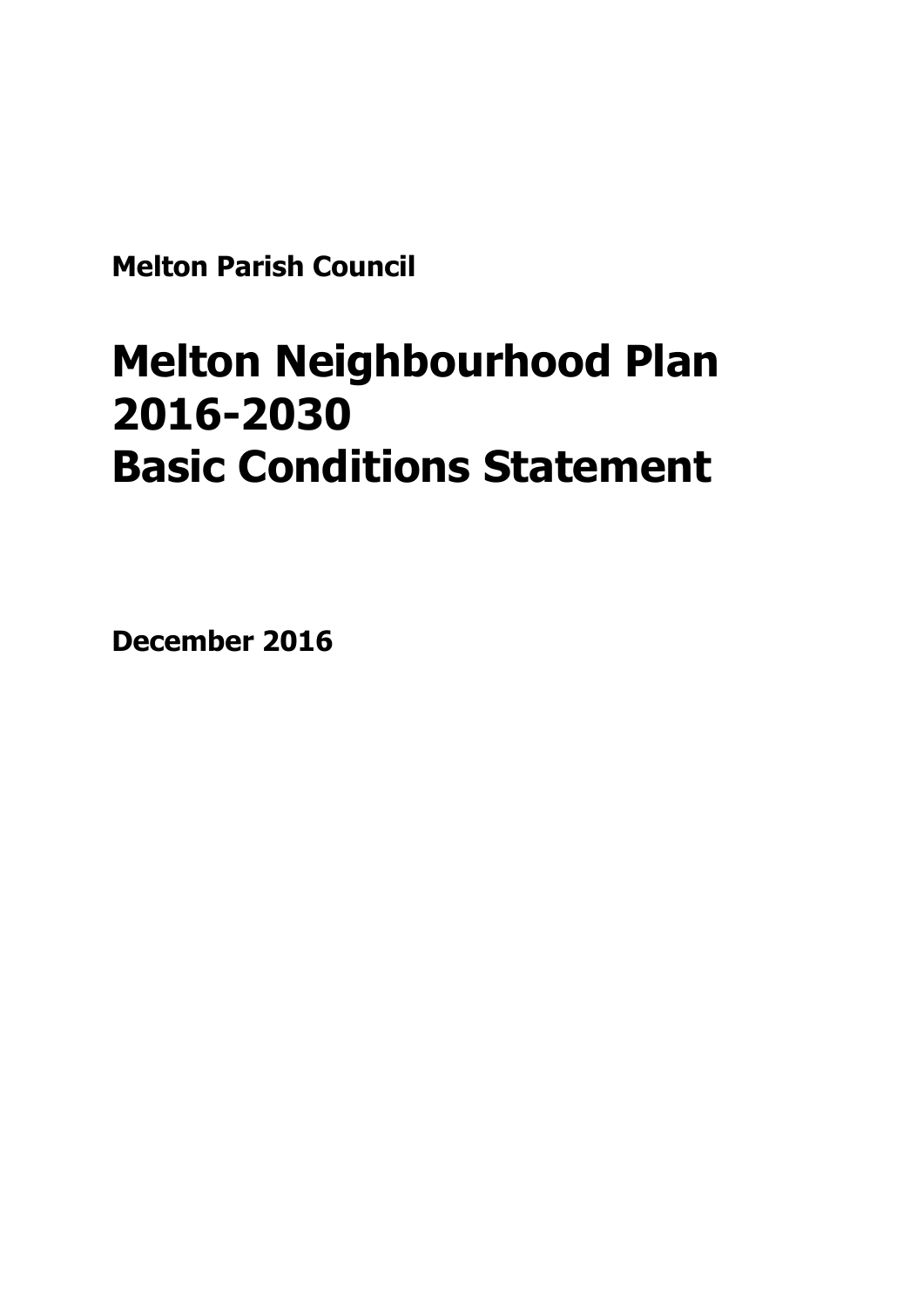**Melton Parish Council**

# Melton Neighbourhood Plan 2016-2030 Basic Conditions Statement

**December 2016**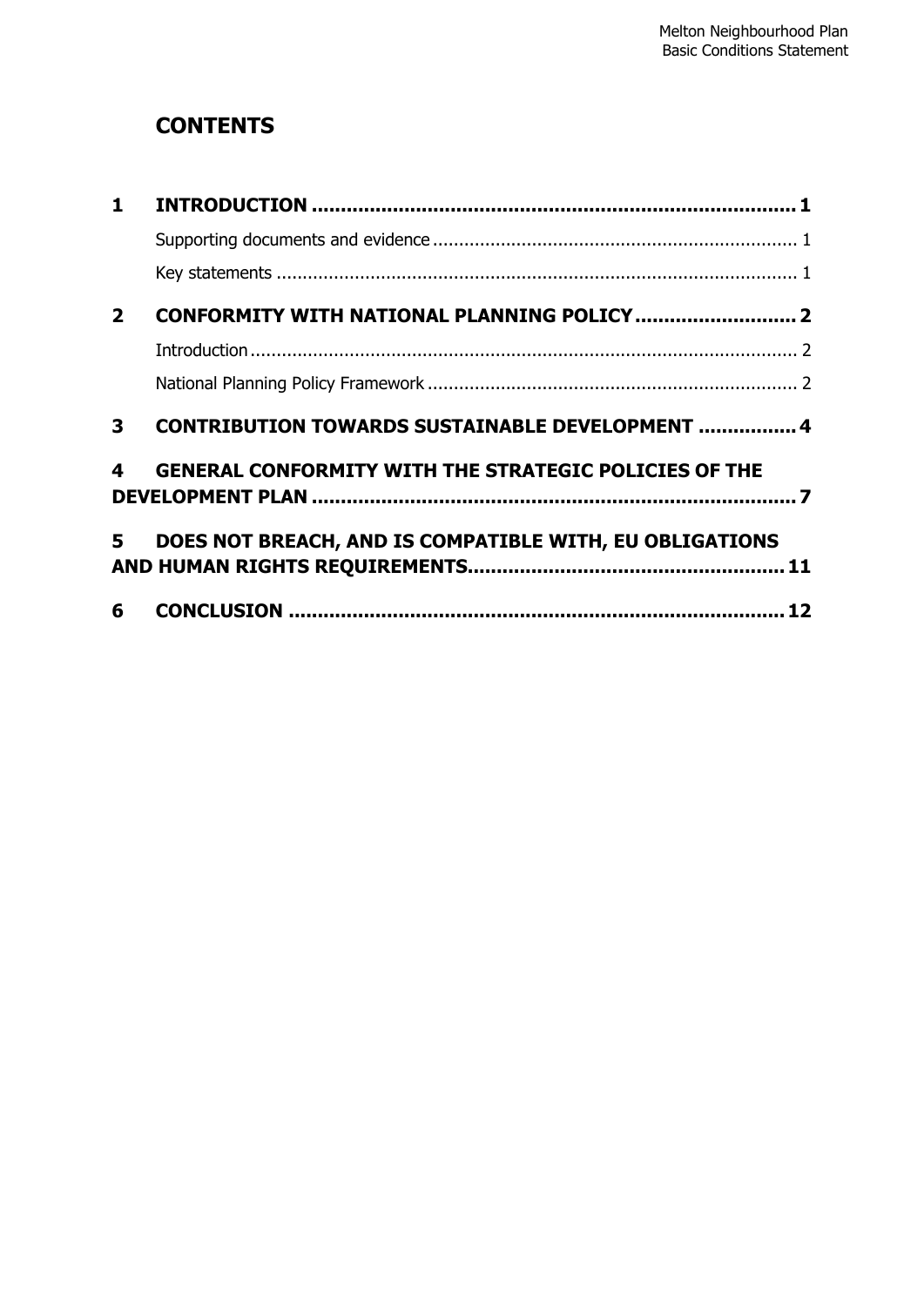# CONTENTS

1 INTRODUCTION .................................................................................. 1

Supporting documents and evidence ..................................................................... 1

Key statements ................................................................................................... 1

2 CONFORMITY WITH NATIONAL PLANNING POLICY ........................... 2

Introduction ........................................................................................................ 2

National Planning Policy Framework ...................................................................... 2

3 CONTRIBUTION TOWARDS SUSTAINABLE DEVELOPMENT ................ 4

4 GENERAL CONFORMITY WITH THE STRATEGIC POLICIES OF THE DEVELOPMENT PLAN ................................................................................. 7

5 DOES NOT BREACH, AND IS COMPATIBLE WITH, EU OBLIGATIONS AND HUMAN RIGHTS REQUIREMENTS..................................................... 11

6 CONCLUSION .................................................................................... 12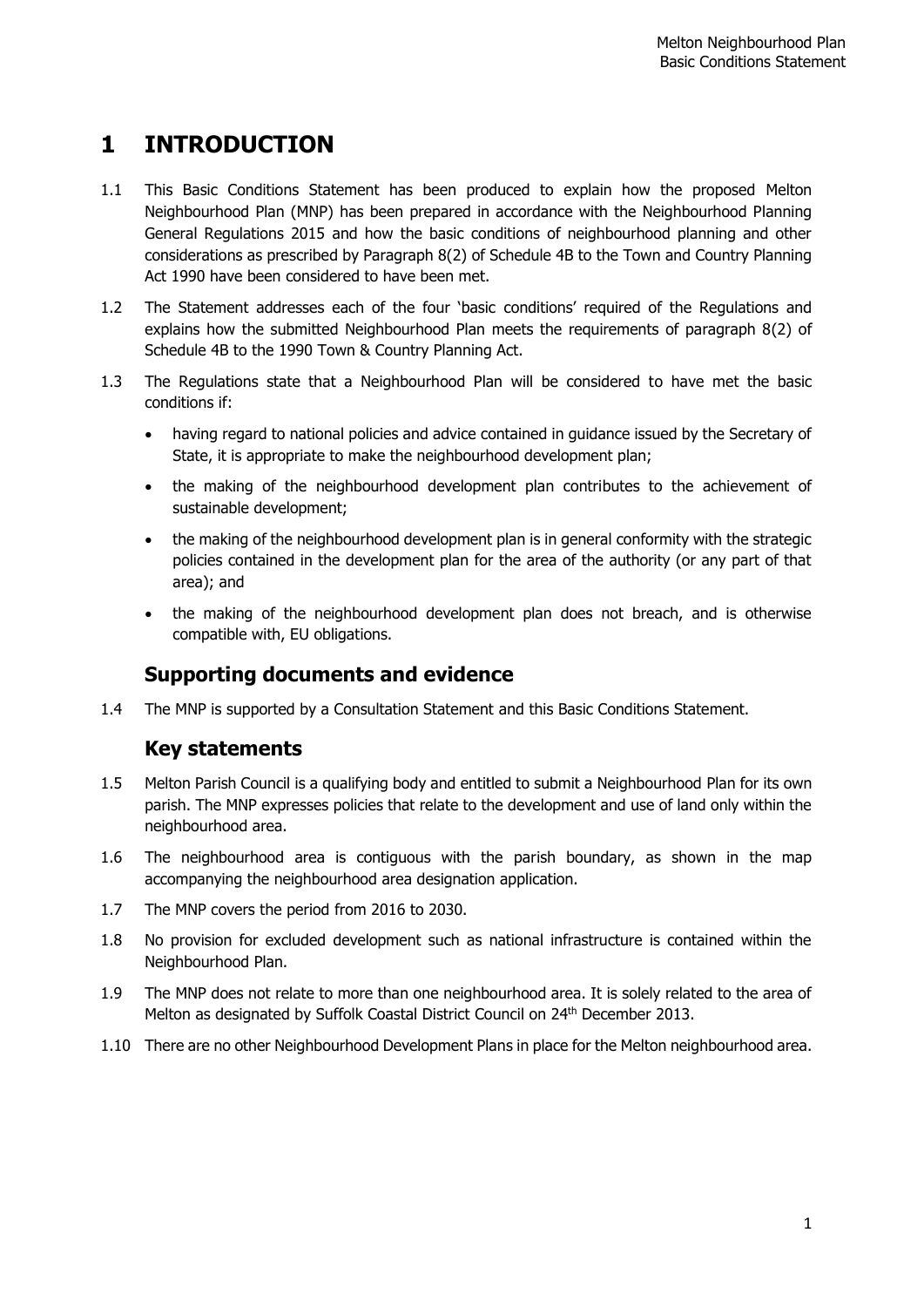# 1 INTRODUCTION

1.1 This Basic Conditions Statement has been produced to explain how the proposed Melton Neighbourhood Plan (MNP) has been prepared in accordance with the Neighbourhood Planning General Regulations 2015 and how the basic conditions of neighbourhood planning and other considerations as prescribed by Paragraph 8(2) of Schedule 4B to the Town and Country Planning Act 1990 have been considered to have been met.

1.2 The Statement addresses each of the four 'basic conditions' required of the Regulations and explains how the submitted Neighbourhood Plan meets the requirements of paragraph 8(2) of Schedule 4B to the 1990 Town & Country Planning Act.

1.3 The Regulations state that a Neighbourhood Plan will be considered to have met the basic conditions if:

- having regard to national policies and advice contained in guidance issued by the Secretary of State, it is appropriate to make the neighbourhood development plan;
- the making of the neighbourhood development plan contributes to the achievement of sustainable development;
- the making of the neighbourhood development plan is in general conformity with the strategic policies contained in the development plan for the area of the authority (or any part of that area); and
- the making of the neighbourhood development plan does not breach, and is otherwise compatible with, EU obligations.

## Supporting documents and evidence

1.4 The MNP is supported by a Consultation Statement and this Basic Conditions Statement.

## Key statements

1.5 Melton Parish Council is a qualifying body and entitled to submit a Neighbourhood Plan for its own parish. The MNP expresses policies that relate to the development and use of land only within the neighbourhood area.

1.6 The neighbourhood area is contiguous with the parish boundary, as shown in the map accompanying the neighbourhood area designation application.

1.7 The MNP covers the period from 2016 to 2030.

1.8 No provision for excluded development such as national infrastructure is contained within the Neighbourhood Plan.

1.9 The MNP does not relate to more than one neighbourhood area. It is solely related to the area of Melton as designated by Suffolk Coastal District Council on 24th December 2013.

1.10 There are no other Neighbourhood Development Plans in place for the Melton neighbourhood area.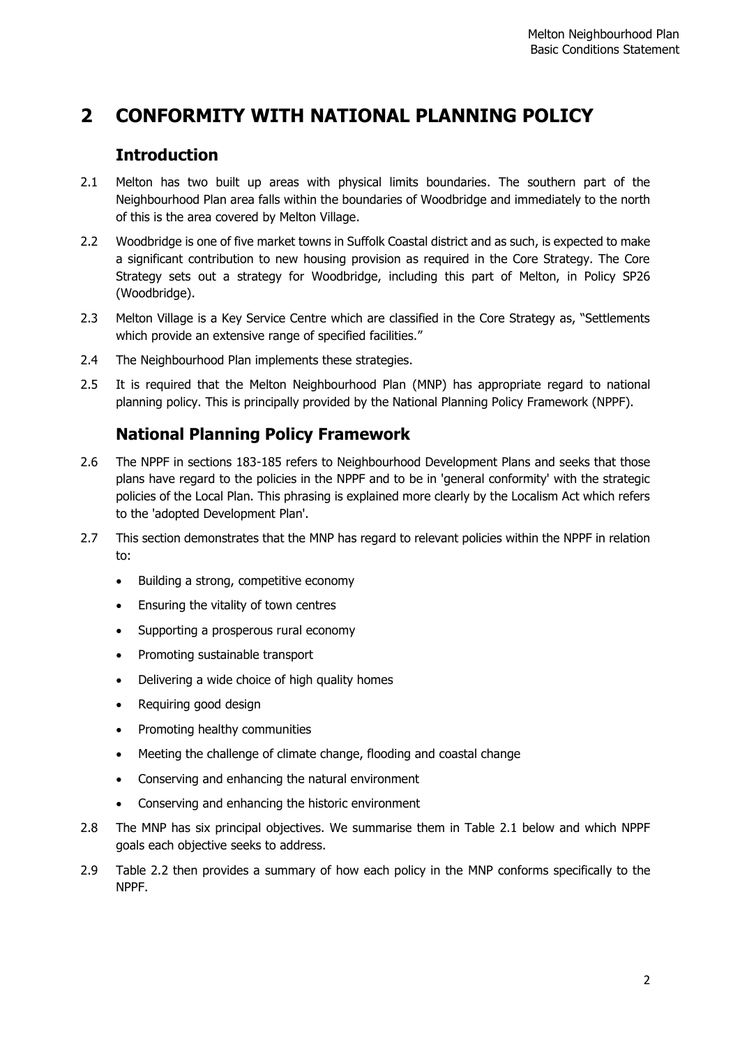# 2 CONFORMITY WITH NATIONAL PLANNING POLICY

## Introduction

2.1 Melton has two built up areas with physical limits boundaries. The southern part of the Neighbourhood Plan area falls within the boundaries of Woodbridge and immediately to the north of this is the area covered by Melton Village.

2.2 Woodbridge is one of five market towns in Suffolk Coastal district and as such, is expected to make a significant contribution to new housing provision as required in the Core Strategy. The Core Strategy sets out a strategy for Woodbridge, including this part of Melton, in Policy SP26 (Woodbridge).

2.3 Melton Village is a Key Service Centre which are classified in the Core Strategy as, "Settlements which provide an extensive range of specified facilities."

2.4 The Neighbourhood Plan implements these strategies.

2.5 It is required that the Melton Neighbourhood Plan (MNP) has appropriate regard to national planning policy. This is principally provided by the National Planning Policy Framework (NPPF).

## National Planning Policy Framework

2.6 The NPPF in sections 183-185 refers to Neighbourhood Development Plans and seeks that those plans have regard to the policies in the NPPF and to be in 'general conformity' with the strategic policies of the Local Plan. This phrasing is explained more clearly by the Localism Act which refers to the 'adopted Development Plan'.

2.7 This section demonstrates that the MNP has regard to relevant policies within the NPPF in relation to:

- Building a strong, competitive economy
- Ensuring the vitality of town centres
- Supporting a prosperous rural economy
- Promoting sustainable transport
- Delivering a wide choice of high quality homes
- Requiring good design
- Promoting healthy communities
- Meeting the challenge of climate change, flooding and coastal change
- Conserving and enhancing the natural environment
- Conserving and enhancing the historic environment

2.8 The MNP has six principal objectives. We summarise them in Table 2.1 below and which NPPF goals each objective seeks to address.

2.9 Table 2.2 then provides a summary of how each policy in the MNP conforms specifically to the NPPF.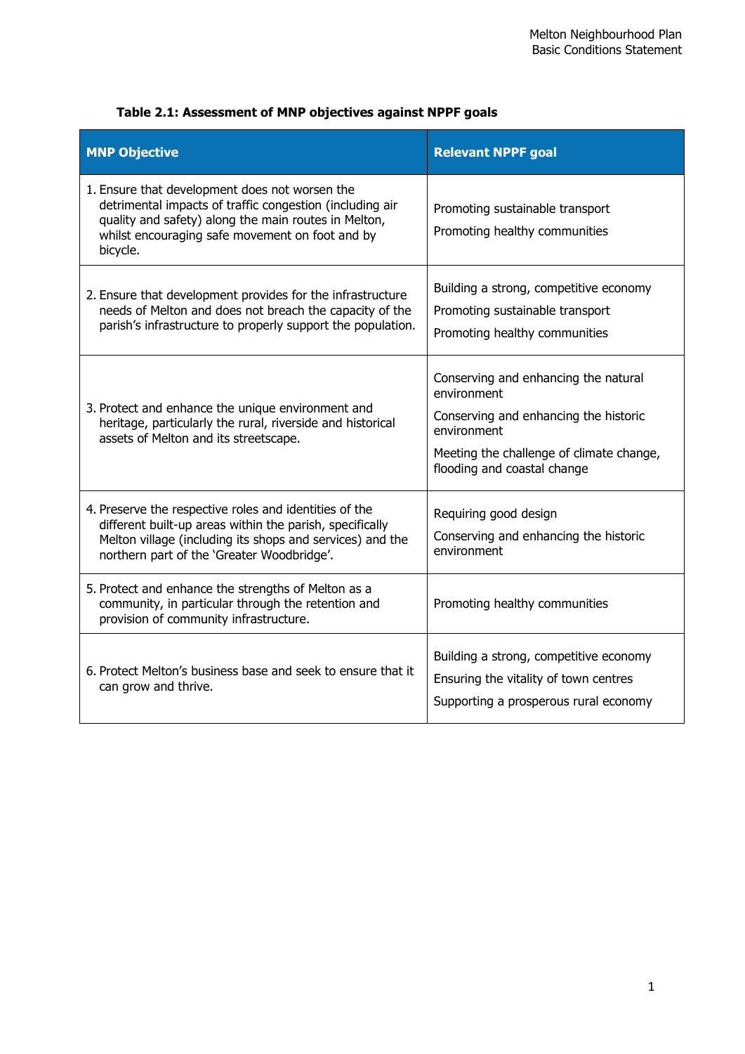**Table 2.1: Assessment of MNP objectives against NPPF goals**

| MNP Objective | Relevant NPPF goal |
| --- | --- |
| 1. Ensure that development does not worsen the detrimental impacts of traffic congestion (including air quality and safety) along the main routes in Melton, whilst encouraging safe movement on foot and by bicycle. | Promoting sustainable transport<br>Promoting healthy communities |
| 2. Ensure that development provides for the infrastructure needs of Melton and does not breach the capacity of the parish's infrastructure to properly support the population. | Building a strong, competitive economy<br>Promoting sustainable transport<br>Promoting healthy communities |
| 3. Protect and enhance the unique environment and heritage, particularly the rural, riverside and historical assets of Melton and its streetscape. | Conserving and enhancing the natural environment<br>Conserving and enhancing the historic environment<br>Meeting the challenge of climate change, flooding and coastal change |
| 4. Preserve the respective roles and identities of the different built-up areas within the parish, specifically Melton village (including its shops and services) and the northern part of the 'Greater Woodbridge'. | Requiring good design<br>Conserving and enhancing the historic environment |
| 5. Protect and enhance the strengths of Melton as a community, in particular through the retention and provision of community infrastructure. | Promoting healthy communities |
| 6. Protect Melton's business base and seek to ensure that it can grow and thrive. | Building a strong, competitive economy<br>Ensuring the vitality of town centres<br>Supporting a prosperous rural economy |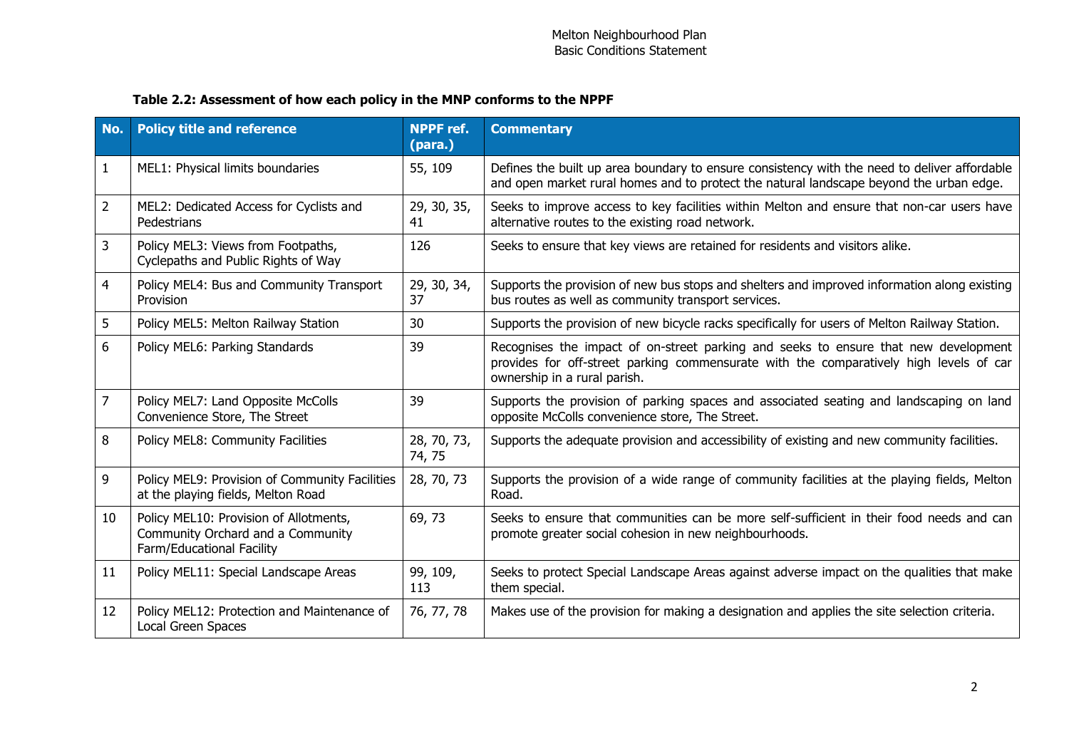**Table 2.2: Assessment of how each policy in the MNP conforms to the NPPF**

| No. | Policy title and reference | NPPF ref. (para.) | Commentary |
|---|---|---|---|
| 1 | MEL1: Physical limits boundaries | 55, 109 | Defines the built up area boundary to ensure consistency with the need to deliver affordable and open market rural homes and to protect the natural landscape beyond the urban edge. |
| 2 | MEL2: Dedicated Access for Cyclists and Pedestrians | 29, 30, 35, 41 | Seeks to improve access to key facilities within Melton and ensure that non-car users have alternative routes to the existing road network. |
| 3 | Policy MEL3: Views from Footpaths, Cyclepaths and Public Rights of Way | 126 | Seeks to ensure that key views are retained for residents and visitors alike. |
| 4 | Policy MEL4: Bus and Community Transport Provision | 29, 30, 34, 37 | Supports the provision of new bus stops and shelters and improved information along existing bus routes as well as community transport services. |
| 5 | Policy MEL5: Melton Railway Station | 30 | Supports the provision of new bicycle racks specifically for users of Melton Railway Station. |
| 6 | Policy MEL6: Parking Standards | 39 | Recognises the impact of on-street parking and seeks to ensure that new development provides for off-street parking commensurate with the comparatively high levels of car ownership in a rural parish. |
| 7 | Policy MEL7: Land Opposite McColls Convenience Store, The Street | 39 | Supports the provision of parking spaces and associated seating and landscaping on land opposite McColls convenience store, The Street. |
| 8 | Policy MEL8: Community Facilities | 28, 70, 73, 74, 75 | Supports the adequate provision and accessibility of existing and new community facilities. |
| 9 | Policy MEL9: Provision of Community Facilities at the playing fields, Melton Road | 28, 70, 73 | Supports the provision of a wide range of community facilities at the playing fields, Melton Road. |
| 10 | Policy MEL10: Provision of Allotments, Community Orchard and a Community Farm/Educational Facility | 69, 73 | Seeks to ensure that communities can be more self-sufficient in their food needs and can promote greater social cohesion in new neighbourhoods. |
| 11 | Policy MEL11: Special Landscape Areas | 99, 109, 113 | Seeks to protect Special Landscape Areas against adverse impact on the qualities that make them special. |
| 12 | Policy MEL12: Protection and Maintenance of Local Green Spaces | 76, 77, 78 | Makes use of the provision for making a designation and applies the site selection criteria. |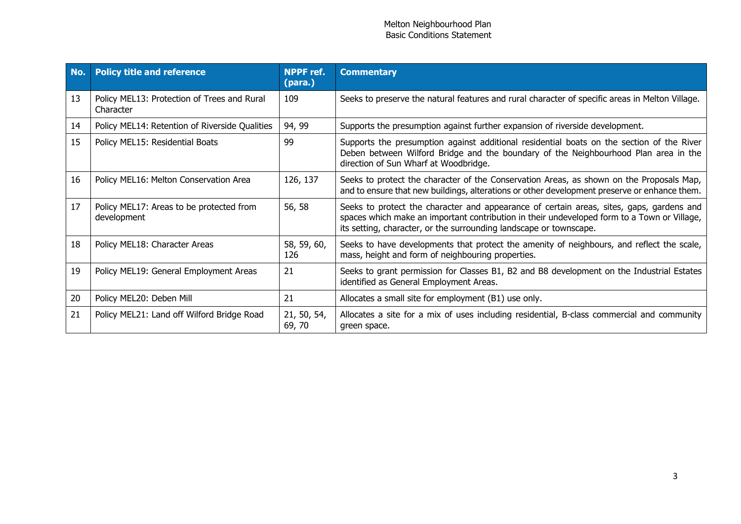| No. | Policy title and reference | NPPF ref. (para.) | Commentary |
|---|---|---|---|
| 13 | Policy MEL13: Protection of Trees and Rural Character | 109 | Seeks to preserve the natural features and rural character of specific areas in Melton Village. |
| 14 | Policy MEL14: Retention of Riverside Qualities | 94, 99 | Supports the presumption against further expansion of riverside development. |
| 15 | Policy MEL15: Residential Boats | 99 | Supports the presumption against additional residential boats on the section of the River Deben between Wilford Bridge and the boundary of the Neighbourhood Plan area in the direction of Sun Wharf at Woodbridge. |
| 16 | Policy MEL16: Melton Conservation Area | 126, 137 | Seeks to protect the character of the Conservation Areas, as shown on the Proposals Map, and to ensure that new buildings, alterations or other development preserve or enhance them. |
| 17 | Policy MEL17: Areas to be protected from development | 56, 58 | Seeks to protect the character and appearance of certain areas, sites, gaps, gardens and spaces which make an important contribution in their undeveloped form to a Town or Village, its setting, character, or the surrounding landscape or townscape. |
| 18 | Policy MEL18: Character Areas | 58, 59, 60, 126 | Seeks to have developments that protect the amenity of neighbours, and reflect the scale, mass, height and form of neighbouring properties. |
| 19 | Policy MEL19: General Employment Areas | 21 | Seeks to grant permission for Classes B1, B2 and B8 development on the Industrial Estates identified as General Employment Areas. |
| 20 | Policy MEL20: Deben Mill | 21 | Allocates a small site for employment (B1) use only. |
| 21 | Policy MEL21: Land off Wilford Bridge Road | 21, 50, 54, 69, 70 | Allocates a site for a mix of uses including residential, B-class commercial and community green space. |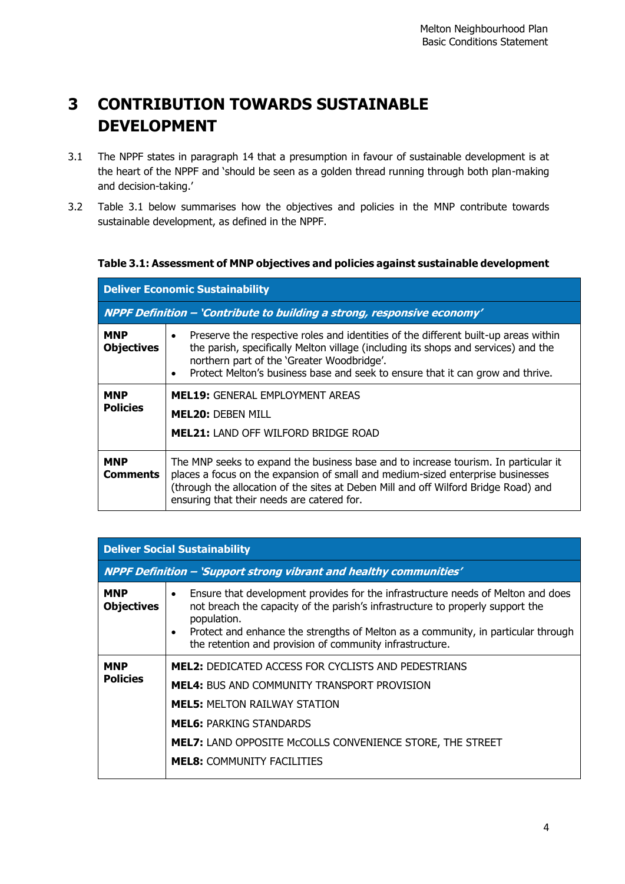# 3 CONTRIBUTION TOWARDS SUSTAINABLE DEVELOPMENT

3.1 The NPPF states in paragraph 14 that a presumption in favour of sustainable development is at the heart of the NPPF and 'should be seen as a golden thread running through both plan-making and decision-taking.'

3.2 Table 3.1 below summarises how the objectives and policies in the MNP contribute towards sustainable development, as defined in the NPPF.

**Table 3.1: Assessment of MNP objectives and policies against sustainable development**

| **Deliver Economic Sustainability** | |
|---|---|
| ***NPPF Definition – 'Contribute to building a strong, responsive economy'*** | |
| **MNP Objectives** | • Preserve the respective roles and identities of the different built-up areas within the parish, specifically Melton village (including its shops and services) and the northern part of the 'Greater Woodbridge'.<br>• Protect Melton's business base and seek to ensure that it can grow and thrive. |
| **MNP Policies** | **MEL19:** GENERAL EMPLOYMENT AREAS<br>**MEL20:** DEBEN MILL<br>**MEL21:** LAND OFF WILFORD BRIDGE ROAD |
| **MNP Comments** | The MNP seeks to expand the business base and to increase tourism. In particular it places a focus on the expansion of small and medium-sized enterprise businesses (through the allocation of the sites at Deben Mill and off Wilford Bridge Road) and ensuring that their needs are catered for. |

| **Deliver Social Sustainability** | |
|---|---|
| ***NPPF Definition – 'Support strong vibrant and healthy communities'*** | |
| **MNP Objectives** | • Ensure that development provides for the infrastructure needs of Melton and does not breach the capacity of the parish's infrastructure to properly support the population.<br>• Protect and enhance the strengths of Melton as a community, in particular through the retention and provision of community infrastructure. |
| **MNP Policies** | **MEL2:** DEDICATED ACCESS FOR CYCLISTS AND PEDESTRIANS<br>**MEL4:** BUS AND COMMUNITY TRANSPORT PROVISION<br>**MEL5:** MELTON RAILWAY STATION<br>**MEL6:** PARKING STANDARDS<br>**MEL7:** LAND OPPOSITE McCOLLS CONVENIENCE STORE, THE STREET<br>**MEL8:** COMMUNITY FACILITIES |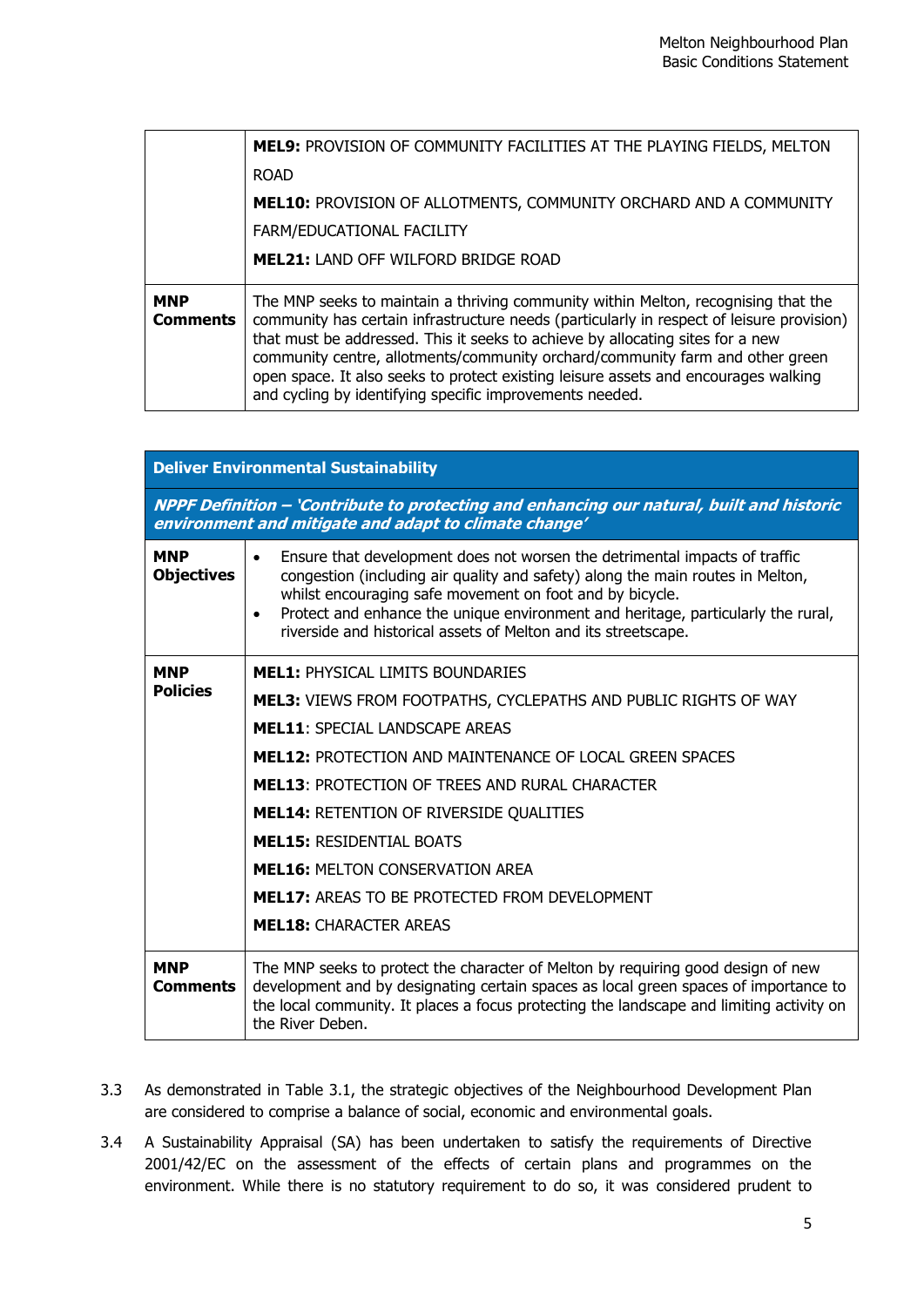| | |
|---|---|
| | **MEL9:** PROVISION OF COMMUNITY FACILITIES AT THE PLAYING FIELDS, MELTON ROAD<br>**MEL10:** PROVISION OF ALLOTMENTS, COMMUNITY ORCHARD AND A COMMUNITY FARM/EDUCATIONAL FACILITY<br>**MEL21:** LAND OFF WILFORD BRIDGE ROAD |
| **MNP Comments** | The MNP seeks to maintain a thriving community within Melton, recognising that the community has certain infrastructure needs (particularly in respect of leisure provision) that must be addressed. This it seeks to achieve by allocating sites for a new community centre, allotments/community orchard/community farm and other green open space. It also seeks to protect existing leisure assets and encourages walking and cycling by identifying specific improvements needed. |

| **Deliver Environmental Sustainability** | |
|---|---|
| ***NPPF Definition – 'Contribute to protecting and enhancing our natural, built and historic environment and mitigate and adapt to climate change'*** | |
| **MNP Objectives** | • Ensure that development does not worsen the detrimental impacts of traffic congestion (including air quality and safety) along the main routes in Melton, whilst encouraging safe movement on foot and by bicycle.<br>• Protect and enhance the unique environment and heritage, particularly the rural, riverside and historical assets of Melton and its streetscape. |
| **MNP Policies** | **MEL1:** PHYSICAL LIMITS BOUNDARIES<br>**MEL3:** VIEWS FROM FOOTPATHS, CYCLEPATHS AND PUBLIC RIGHTS OF WAY<br>**MEL11**: SPECIAL LANDSCAPE AREAS<br>**MEL12:** PROTECTION AND MAINTENANCE OF LOCAL GREEN SPACES<br>**MEL13**: PROTECTION OF TREES AND RURAL CHARACTER<br>**MEL14:** RETENTION OF RIVERSIDE QUALITIES<br>**MEL15:** RESIDENTIAL BOATS<br>**MEL16:** MELTON CONSERVATION AREA<br>**MEL17:** AREAS TO BE PROTECTED FROM DEVELOPMENT<br>**MEL18:** CHARACTER AREAS |
| **MNP Comments** | The MNP seeks to protect the character of Melton by requiring good design of new development and by designating certain spaces as local green spaces of importance to the local community. It places a focus protecting the landscape and limiting activity on the River Deben. |

3.3 As demonstrated in Table 3.1, the strategic objectives of the Neighbourhood Development Plan are considered to comprise a balance of social, economic and environmental goals.

3.4 A Sustainability Appraisal (SA) has been undertaken to satisfy the requirements of Directive 2001/42/EC on the assessment of the effects of certain plans and programmes on the environment. While there is no statutory requirement to do so, it was considered prudent to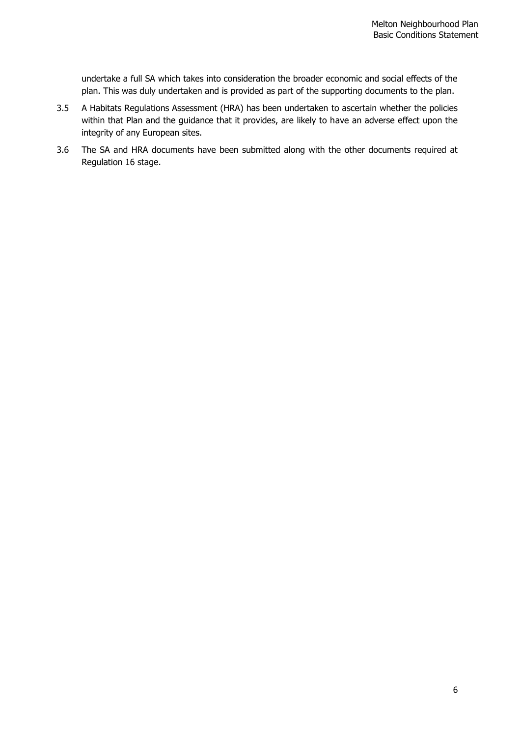undertake a full SA which takes into consideration the broader economic and social effects of the plan. This was duly undertaken and is provided as part of the supporting documents to the plan.

3.5 A Habitats Regulations Assessment (HRA) has been undertaken to ascertain whether the policies within that Plan and the guidance that it provides, are likely to have an adverse effect upon the integrity of any European sites.

3.6 The SA and HRA documents have been submitted along with the other documents required at Regulation 16 stage.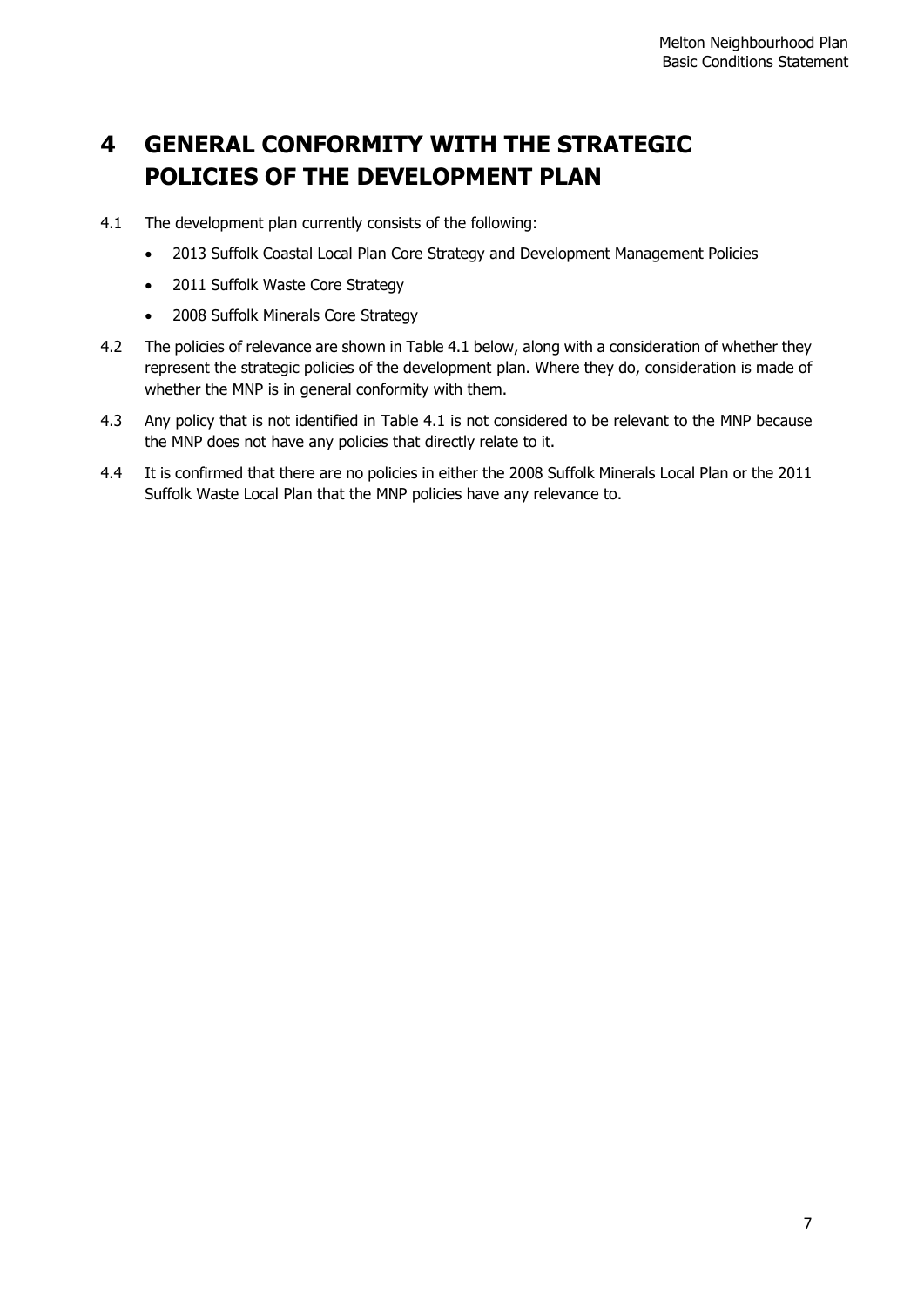# 4 GENERAL CONFORMITY WITH THE STRATEGIC POLICIES OF THE DEVELOPMENT PLAN

4.1 The development plan currently consists of the following:

- 2013 Suffolk Coastal Local Plan Core Strategy and Development Management Policies
- 2011 Suffolk Waste Core Strategy
- 2008 Suffolk Minerals Core Strategy

4.2 The policies of relevance are shown in Table 4.1 below, along with a consideration of whether they represent the strategic policies of the development plan. Where they do, consideration is made of whether the MNP is in general conformity with them.

4.3 Any policy that is not identified in Table 4.1 is not considered to be relevant to the MNP because the MNP does not have any policies that directly relate to it.

4.4 It is confirmed that there are no policies in either the 2008 Suffolk Minerals Local Plan or the 2011 Suffolk Waste Local Plan that the MNP policies have any relevance to.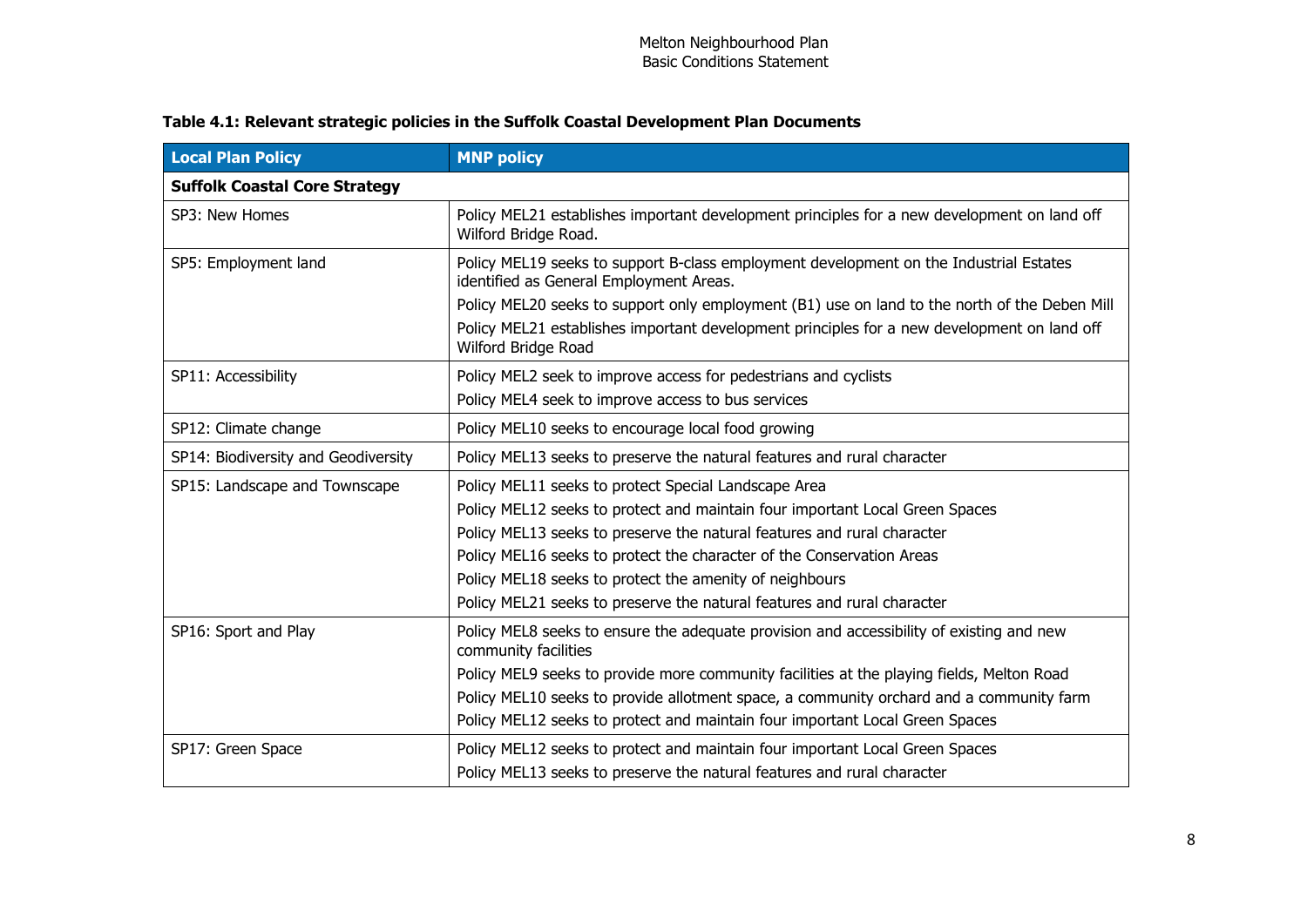**Table 4.1: Relevant strategic policies in the Suffolk Coastal Development Plan Documents**

| Local Plan Policy | MNP policy |
| --- | --- |
| **Suffolk Coastal Core Strategy** | |
| SP3: New Homes | Policy MEL21 establishes important development principles for a new development on land off Wilford Bridge Road. |
| SP5: Employment land | Policy MEL19 seeks to support B-class employment development on the Industrial Estates identified as General Employment Areas.<br>Policy MEL20 seeks to support only employment (B1) use on land to the north of the Deben Mill<br>Policy MEL21 establishes important development principles for a new development on land off Wilford Bridge Road |
| SP11: Accessibility | Policy MEL2 seek to improve access for pedestrians and cyclists<br>Policy MEL4 seek to improve access to bus services |
| SP12: Climate change | Policy MEL10 seeks to encourage local food growing |
| SP14: Biodiversity and Geodiversity | Policy MEL13 seeks to preserve the natural features and rural character |
| SP15: Landscape and Townscape | Policy MEL11 seeks to protect Special Landscape Area<br>Policy MEL12 seeks to protect and maintain four important Local Green Spaces<br>Policy MEL13 seeks to preserve the natural features and rural character<br>Policy MEL16 seeks to protect the character of the Conservation Areas<br>Policy MEL18 seeks to protect the amenity of neighbours<br>Policy MEL21 seeks to preserve the natural features and rural character |
| SP16: Sport and Play | Policy MEL8 seeks to ensure the adequate provision and accessibility of existing and new community facilities<br>Policy MEL9 seeks to provide more community facilities at the playing fields, Melton Road<br>Policy MEL10 seeks to provide allotment space, a community orchard and a community farm<br>Policy MEL12 seeks to protect and maintain four important Local Green Spaces |
| SP17: Green Space | Policy MEL12 seeks to protect and maintain four important Local Green Spaces<br>Policy MEL13 seeks to preserve the natural features and rural character |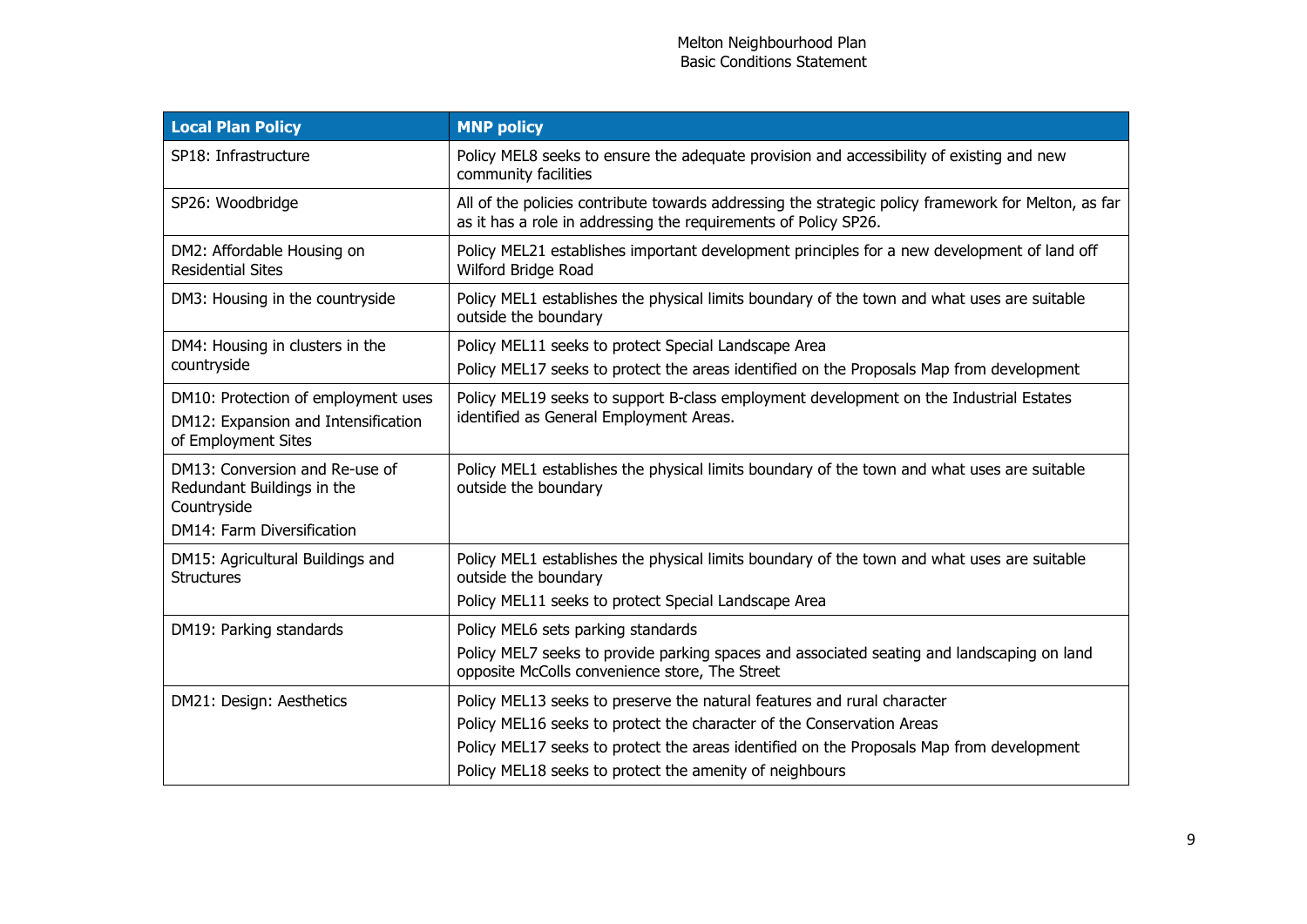| Local Plan Policy | MNP policy |
|---|---|
| SP18: Infrastructure | Policy MEL8 seeks to ensure the adequate provision and accessibility of existing and new community facilities |
| SP26: Woodbridge | All of the policies contribute towards addressing the strategic policy framework for Melton, as far as it has a role in addressing the requirements of Policy SP26. |
| DM2: Affordable Housing on Residential Sites | Policy MEL21 establishes important development principles for a new development of land off Wilford Bridge Road |
| DM3: Housing in the countryside | Policy MEL1 establishes the physical limits boundary of the town and what uses are suitable outside the boundary |
| DM4: Housing in clusters in the countryside | Policy MEL11 seeks to protect Special Landscape Area<br>Policy MEL17 seeks to protect the areas identified on the Proposals Map from development |
| DM10: Protection of employment uses<br>DM12: Expansion and Intensification of Employment Sites | Policy MEL19 seeks to support B-class employment development on the Industrial Estates identified as General Employment Areas. |
| DM13: Conversion and Re-use of Redundant Buildings in the Countryside<br>DM14: Farm Diversification | Policy MEL1 establishes the physical limits boundary of the town and what uses are suitable outside the boundary |
| DM15: Agricultural Buildings and Structures | Policy MEL1 establishes the physical limits boundary of the town and what uses are suitable outside the boundary<br>Policy MEL11 seeks to protect Special Landscape Area |
| DM19: Parking standards | Policy MEL6 sets parking standards<br>Policy MEL7 seeks to provide parking spaces and associated seating and landscaping on land opposite McColls convenience store, The Street |
| DM21: Design: Aesthetics | Policy MEL13 seeks to preserve the natural features and rural character<br>Policy MEL16 seeks to protect the character of the Conservation Areas<br>Policy MEL17 seeks to protect the areas identified on the Proposals Map from development<br>Policy MEL18 seeks to protect the amenity of neighbours |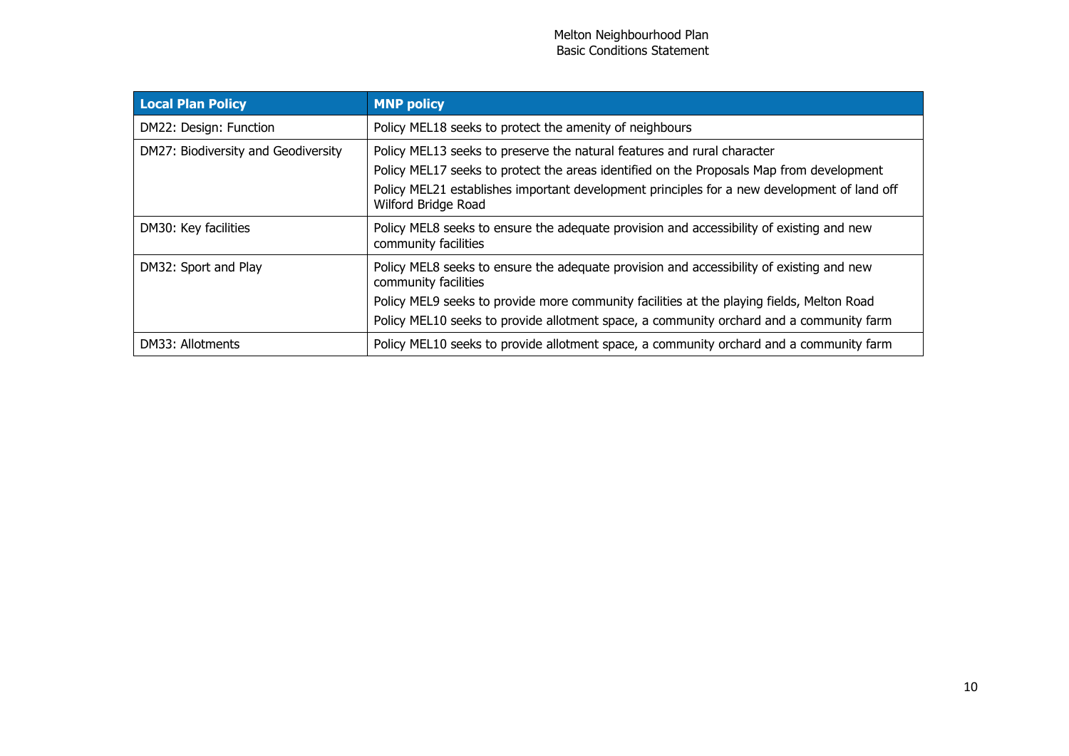| Local Plan Policy | MNP policy |
| --- | --- |
| DM22: Design: Function | Policy MEL18 seeks to protect the amenity of neighbours |
| DM27: Biodiversity and Geodiversity | Policy MEL13 seeks to preserve the natural features and rural character<br>Policy MEL17 seeks to protect the areas identified on the Proposals Map from development<br>Policy MEL21 establishes important development principles for a new development of land off Wilford Bridge Road |
| DM30: Key facilities | Policy MEL8 seeks to ensure the adequate provision and accessibility of existing and new community facilities |
| DM32: Sport and Play | Policy MEL8 seeks to ensure the adequate provision and accessibility of existing and new community facilities<br>Policy MEL9 seeks to provide more community facilities at the playing fields, Melton Road<br>Policy MEL10 seeks to provide allotment space, a community orchard and a community farm |
| DM33: Allotments | Policy MEL10 seeks to provide allotment space, a community orchard and a community farm |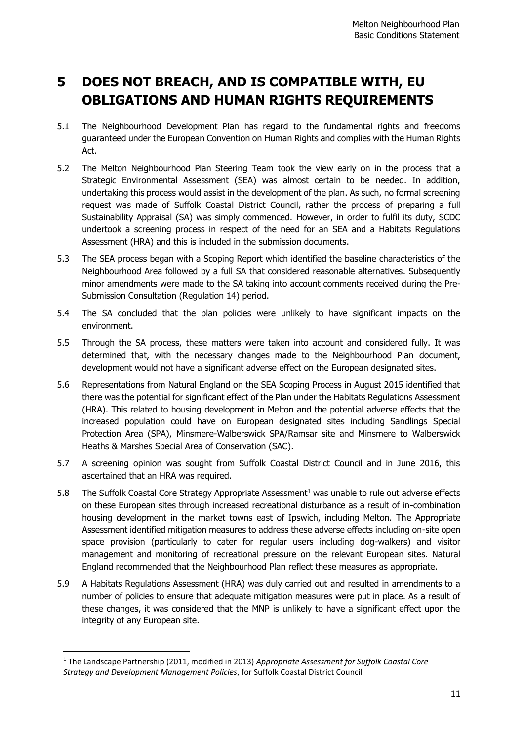# 5 DOES NOT BREACH, AND IS COMPATIBLE WITH, EU OBLIGATIONS AND HUMAN RIGHTS REQUIREMENTS

5.1 The Neighbourhood Development Plan has regard to the fundamental rights and freedoms guaranteed under the European Convention on Human Rights and complies with the Human Rights Act.

5.2 The Melton Neighbourhood Plan Steering Team took the view early on in the process that a Strategic Environmental Assessment (SEA) was almost certain to be needed. In addition, undertaking this process would assist in the development of the plan. As such, no formal screening request was made of Suffolk Coastal District Council, rather the process of preparing a full Sustainability Appraisal (SA) was simply commenced. However, in order to fulfil its duty, SCDC undertook a screening process in respect of the need for an SEA and a Habitats Regulations Assessment (HRA) and this is included in the submission documents.

5.3 The SEA process began with a Scoping Report which identified the baseline characteristics of the Neighbourhood Area followed by a full SA that considered reasonable alternatives. Subsequently minor amendments were made to the SA taking into account comments received during the Pre-Submission Consultation (Regulation 14) period.

5.4 The SA concluded that the plan policies were unlikely to have significant impacts on the environment.

5.5 Through the SA process, these matters were taken into account and considered fully. It was determined that, with the necessary changes made to the Neighbourhood Plan document, development would not have a significant adverse effect on the European designated sites.

5.6 Representations from Natural England on the SEA Scoping Process in August 2015 identified that there was the potential for significant effect of the Plan under the Habitats Regulations Assessment (HRA). This related to housing development in Melton and the potential adverse effects that the increased population could have on European designated sites including Sandlings Special Protection Area (SPA), Minsmere-Walberswick SPA/Ramsar site and Minsmere to Walberswick Heaths & Marshes Special Area of Conservation (SAC).

5.7 A screening opinion was sought from Suffolk Coastal District Council and in June 2016, this ascertained that an HRA was required.

5.8 The Suffolk Coastal Core Strategy Appropriate Assessment[1] was unable to rule out adverse effects on these European sites through increased recreational disturbance as a result of in-combination housing development in the market towns east of Ipswich, including Melton. The Appropriate Assessment identified mitigation measures to address these adverse effects including on-site open space provision (particularly to cater for regular users including dog-walkers) and visitor management and monitoring of recreational pressure on the relevant European sites. Natural England recommended that the Neighbourhood Plan reflect these measures as appropriate.

5.9 A Habitats Regulations Assessment (HRA) was duly carried out and resulted in amendments to a number of policies to ensure that adequate mitigation measures were put in place. As a result of these changes, it was considered that the MNP is unlikely to have a significant effect upon the integrity of any European site.

---

[1] The Landscape Partnership (2011, modified in 2013) *Appropriate Assessment for Suffolk Coastal Core Strategy and Development Management Policies*, for Suffolk Coastal District Council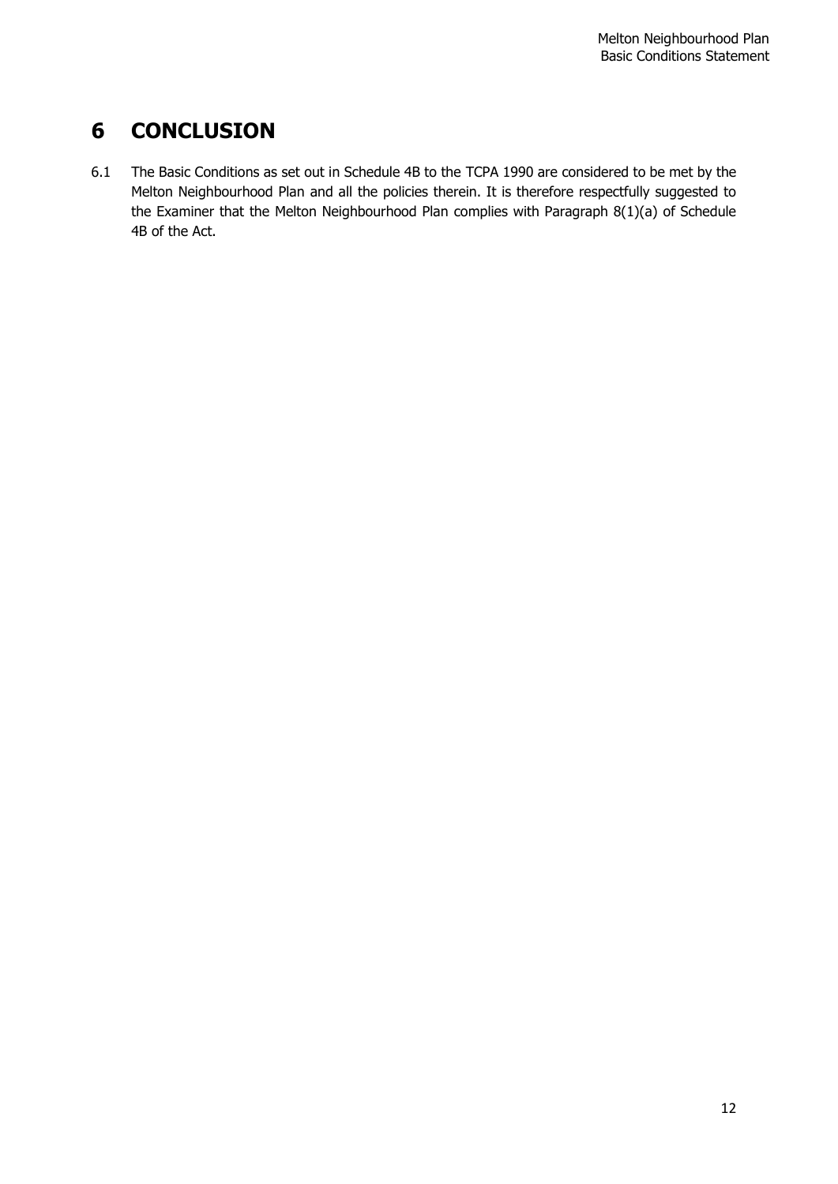# 6 CONCLUSION

6.1 The Basic Conditions as set out in Schedule 4B to the TCPA 1990 are considered to be met by the Melton Neighbourhood Plan and all the policies therein. It is therefore respectfully suggested to the Examiner that the Melton Neighbourhood Plan complies with Paragraph 8(1)(a) of Schedule 4B of the Act.